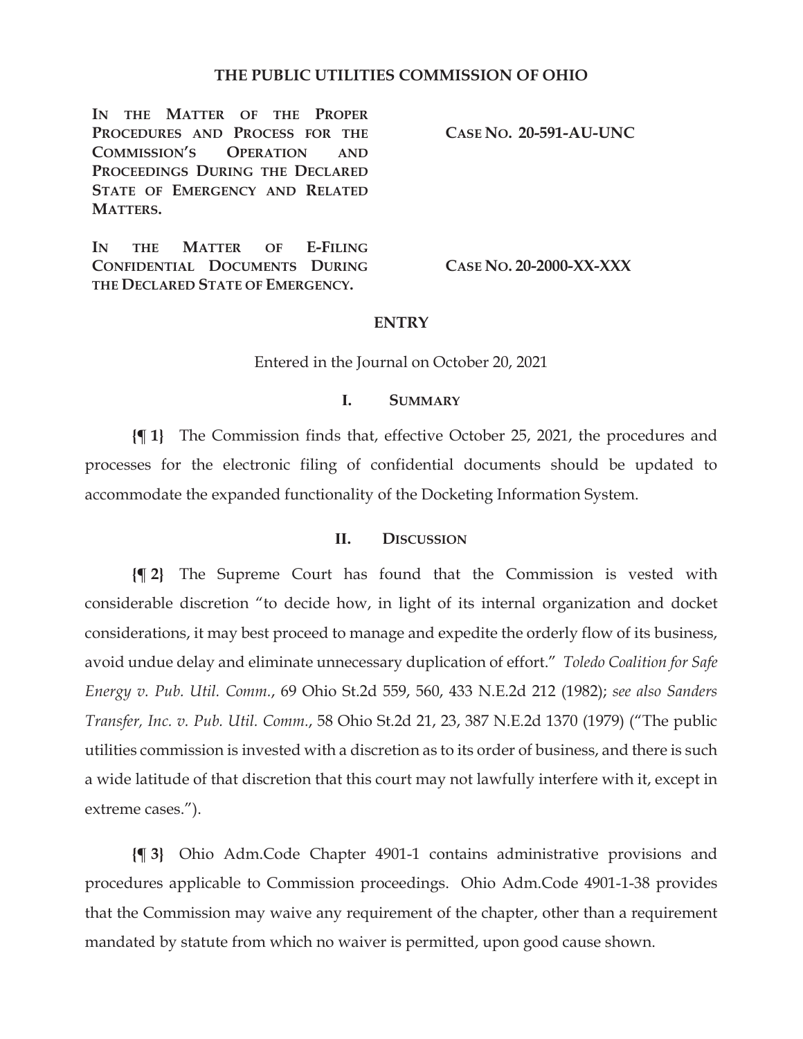# THE PUBLIC UTILITIES COMMISSION OF OHIO

| | |
|---|---|
| **IN THE MATTER OF THE PROPER PROCEDURES AND PROCESS FOR THE COMMISSION'S OPERATION AND PROCEEDINGS DURING THE DECLARED STATE OF EMERGENCY AND RELATED MATTERS.** | **CASE NO. 20-591-AU-UNC** |
| **IN THE MATTER OF E-FILING CONFIDENTIAL DOCUMENTS DURING THE DECLARED STATE OF EMERGENCY.** | **CASE NO. 20-2000-XX-XXX** |

## ENTRY

Entered in the Journal on October 20, 2021

### I. SUMMARY

**{¶ 1}** The Commission finds that, effective October 25, 2021, the procedures and processes for the electronic filing of confidential documents should be updated to accommodate the expanded functionality of the Docketing Information System.

### II. DISCUSSION

**{¶ 2}** The Supreme Court has found that the Commission is vested with considerable discretion "to decide how, in light of its internal organization and docket considerations, it may best proceed to manage and expedite the orderly flow of its business, avoid undue delay and eliminate unnecessary duplication of effort." *Toledo Coalition for Safe Energy v. Pub. Util. Comm.*, 69 Ohio St.2d 559, 560, 433 N.E.2d 212 (1982); *see also Sanders Transfer, Inc. v. Pub. Util. Comm.*, 58 Ohio St.2d 21, 23, 387 N.E.2d 1370 (1979) ("The public utilities commission is invested with a discretion as to its order of business, and there is such a wide latitude of that discretion that this court may not lawfully interfere with it, except in extreme cases.").

**{¶ 3}** Ohio Adm.Code Chapter 4901-1 contains administrative provisions and procedures applicable to Commission proceedings. Ohio Adm.Code 4901-1-38 provides that the Commission may waive any requirement of the chapter, other than a requirement mandated by statute from which no waiver is permitted, upon good cause shown.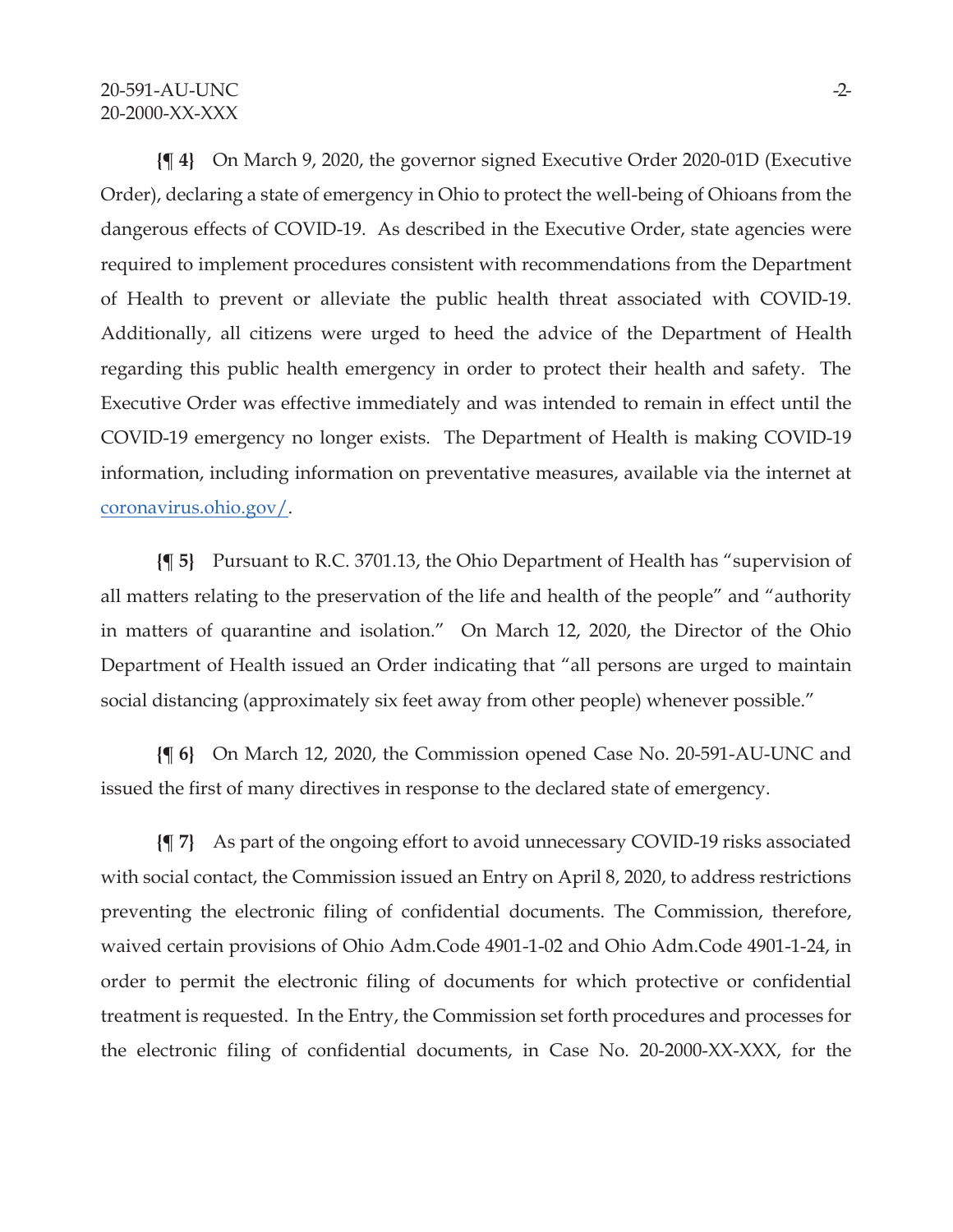**{¶ 4}** On March 9, 2020, the governor signed Executive Order 2020-01D (Executive Order), declaring a state of emergency in Ohio to protect the well-being of Ohioans from the dangerous effects of COVID-19. As described in the Executive Order, state agencies were required to implement procedures consistent with recommendations from the Department of Health to prevent or alleviate the public health threat associated with COVID-19. Additionally, all citizens were urged to heed the advice of the Department of Health regarding this public health emergency in order to protect their health and safety. The Executive Order was effective immediately and was intended to remain in effect until the COVID-19 emergency no longer exists. The Department of Health is making COVID-19 information, including information on preventative measures, available via the internet at coronavirus.ohio.gov/.

**{¶ 5}** Pursuant to R.C. 3701.13, the Ohio Department of Health has "supervision of all matters relating to the preservation of the life and health of the people" and "authority in matters of quarantine and isolation." On March 12, 2020, the Director of the Ohio Department of Health issued an Order indicating that "all persons are urged to maintain social distancing (approximately six feet away from other people) whenever possible."

**{¶ 6}** On March 12, 2020, the Commission opened Case No. 20-591-AU-UNC and issued the first of many directives in response to the declared state of emergency.

**{¶ 7}** As part of the ongoing effort to avoid unnecessary COVID-19 risks associated with social contact, the Commission issued an Entry on April 8, 2020, to address restrictions preventing the electronic filing of confidential documents. The Commission, therefore, waived certain provisions of Ohio Adm.Code 4901-1-02 and Ohio Adm.Code 4901-1-24, in order to permit the electronic filing of documents for which protective or confidential treatment is requested. In the Entry, the Commission set forth procedures and processes for the electronic filing of confidential documents, in Case No. 20-2000-XX-XXX, for the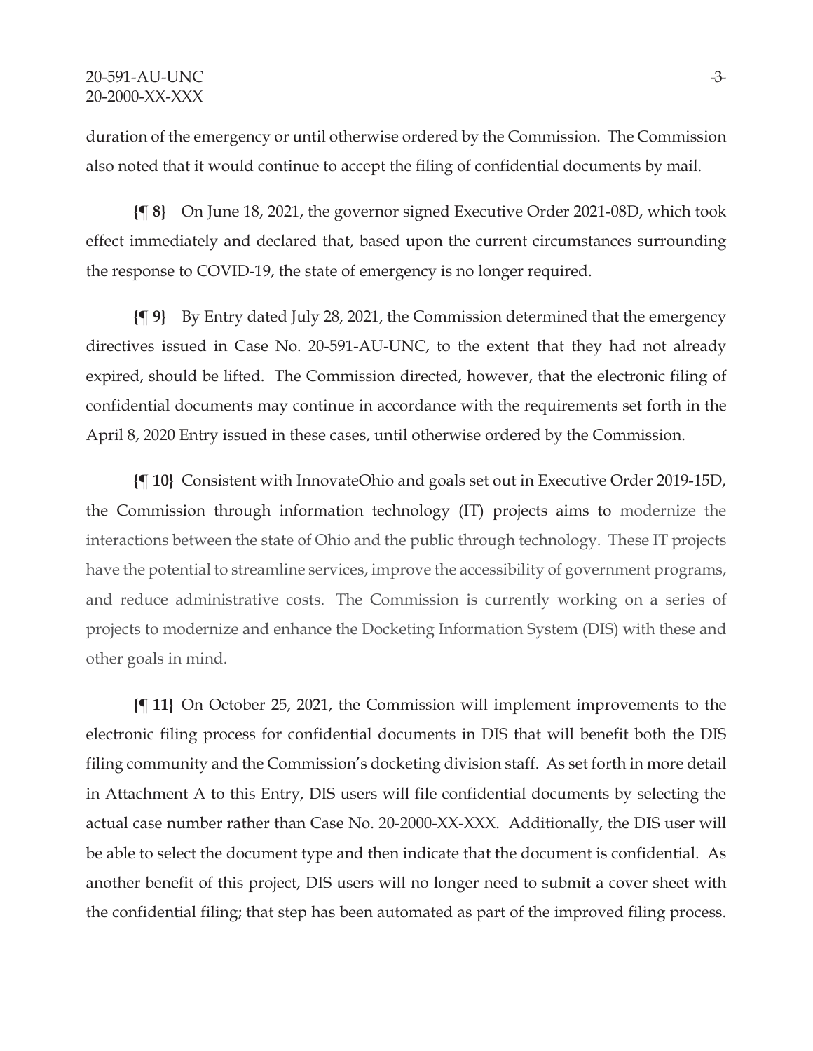duration of the emergency or until otherwise ordered by the Commission. The Commission also noted that it would continue to accept the filing of confidential documents by mail.

**{¶ 8}** On June 18, 2021, the governor signed Executive Order 2021-08D, which took effect immediately and declared that, based upon the current circumstances surrounding the response to COVID-19, the state of emergency is no longer required.

**{¶ 9}** By Entry dated July 28, 2021, the Commission determined that the emergency directives issued in Case No. 20-591-AU-UNC, to the extent that they had not already expired, should be lifted. The Commission directed, however, that the electronic filing of confidential documents may continue in accordance with the requirements set forth in the April 8, 2020 Entry issued in these cases, until otherwise ordered by the Commission.

**{¶ 10}** Consistent with InnovateOhio and goals set out in Executive Order 2019-15D, the Commission through information technology (IT) projects aims to modernize the interactions between the state of Ohio and the public through technology. These IT projects have the potential to streamline services, improve the accessibility of government programs, and reduce administrative costs. The Commission is currently working on a series of projects to modernize and enhance the Docketing Information System (DIS) with these and other goals in mind.

**{¶ 11}** On October 25, 2021, the Commission will implement improvements to the electronic filing process for confidential documents in DIS that will benefit both the DIS filing community and the Commission's docketing division staff. As set forth in more detail in Attachment A to this Entry, DIS users will file confidential documents by selecting the actual case number rather than Case No. 20-2000-XX-XXX. Additionally, the DIS user will be able to select the document type and then indicate that the document is confidential. As another benefit of this project, DIS users will no longer need to submit a cover sheet with the confidential filing; that step has been automated as part of the improved filing process.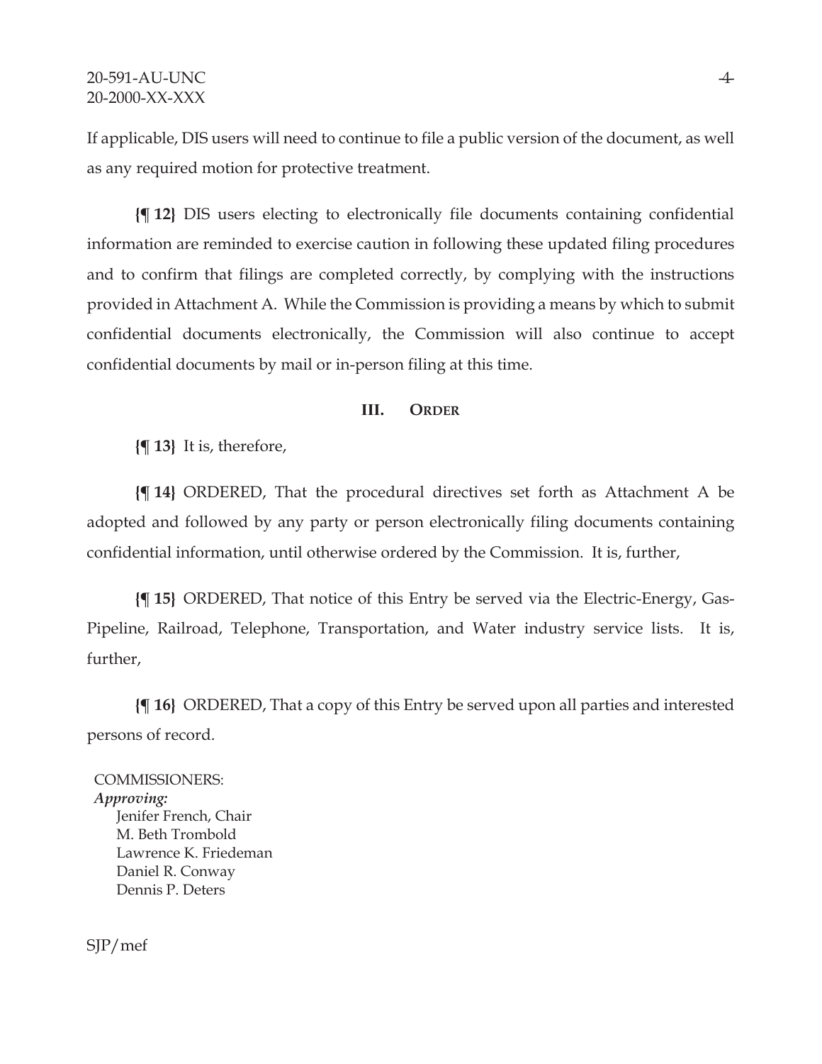If applicable, DIS users will need to continue to file a public version of the document, as well as any required motion for protective treatment.

**{¶ 12}** DIS users electing to electronically file documents containing confidential information are reminded to exercise caution in following these updated filing procedures and to confirm that filings are completed correctly, by complying with the instructions provided in Attachment A. While the Commission is providing a means by which to submit confidential documents electronically, the Commission will also continue to accept confidential documents by mail or in-person filing at this time.

## III. ORDER

**{¶ 13}** It is, therefore,

**{¶ 14}** ORDERED, That the procedural directives set forth as Attachment A be adopted and followed by any party or person electronically filing documents containing confidential information, until otherwise ordered by the Commission. It is, further,

**{¶ 15}** ORDERED, That notice of this Entry be served via the Electric-Energy, Gas-Pipeline, Railroad, Telephone, Transportation, and Water industry service lists. It is, further,

**{¶ 16}** ORDERED, That a copy of this Entry be served upon all parties and interested persons of record.

COMMISSIONERS:
*Approving:*
Jenifer French, Chair
M. Beth Trombold
Lawrence K. Friedeman
Daniel R. Conway
Dennis P. Deters

SJP/mef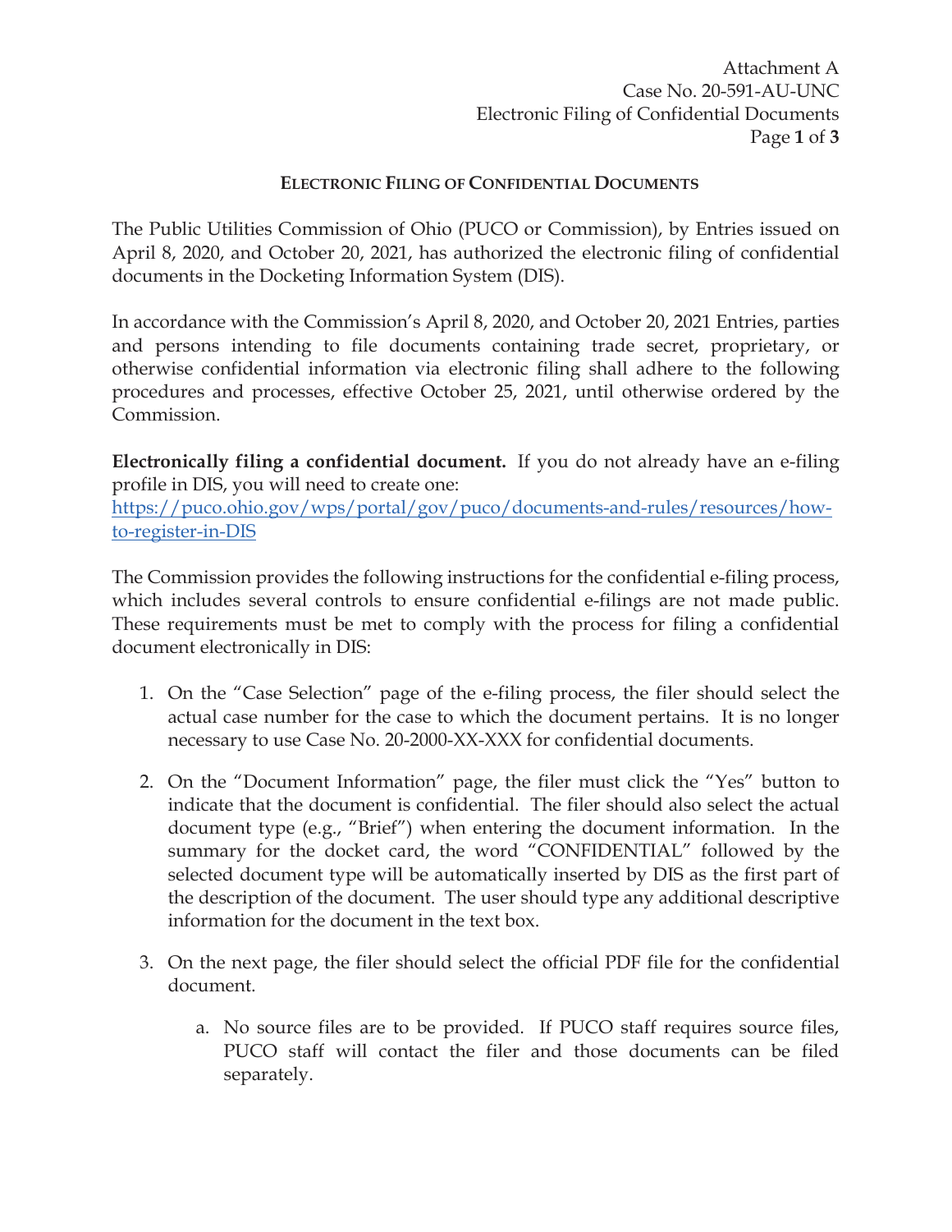## ELECTRONIC FILING OF CONFIDENTIAL DOCUMENTS

The Public Utilities Commission of Ohio (PUCO or Commission), by Entries issued on April 8, 2020, and October 20, 2021, has authorized the electronic filing of confidential documents in the Docketing Information System (DIS).

In accordance with the Commission's April 8, 2020, and October 20, 2021 Entries, parties and persons intending to file documents containing trade secret, proprietary, or otherwise confidential information via electronic filing shall adhere to the following procedures and processes, effective October 25, 2021, until otherwise ordered by the Commission.

**Electronically filing a confidential document.** If you do not already have an e-filing profile in DIS, you will need to create one: https://puco.ohio.gov/wps/portal/gov/puco/documents-and-rules/resources/how-to-register-in-DIS

The Commission provides the following instructions for the confidential e-filing process, which includes several controls to ensure confidential e-filings are not made public. These requirements must be met to comply with the process for filing a confidential document electronically in DIS:

1. On the "Case Selection" page of the e-filing process, the filer should select the actual case number for the case to which the document pertains. It is no longer necessary to use Case No. 20-2000-XX-XXX for confidential documents.

2. On the "Document Information" page, the filer must click the "Yes" button to indicate that the document is confidential. The filer should also select the actual document type (e.g., "Brief") when entering the document information. In the summary for the docket card, the word "CONFIDENTIAL" followed by the selected document type will be automatically inserted by DIS as the first part of the description of the document. The user should type any additional descriptive information for the document in the text box.

3. On the next page, the filer should select the official PDF file for the confidential document.

   a. No source files are to be provided. If PUCO staff requires source files, PUCO staff will contact the filer and those documents can be filed separately.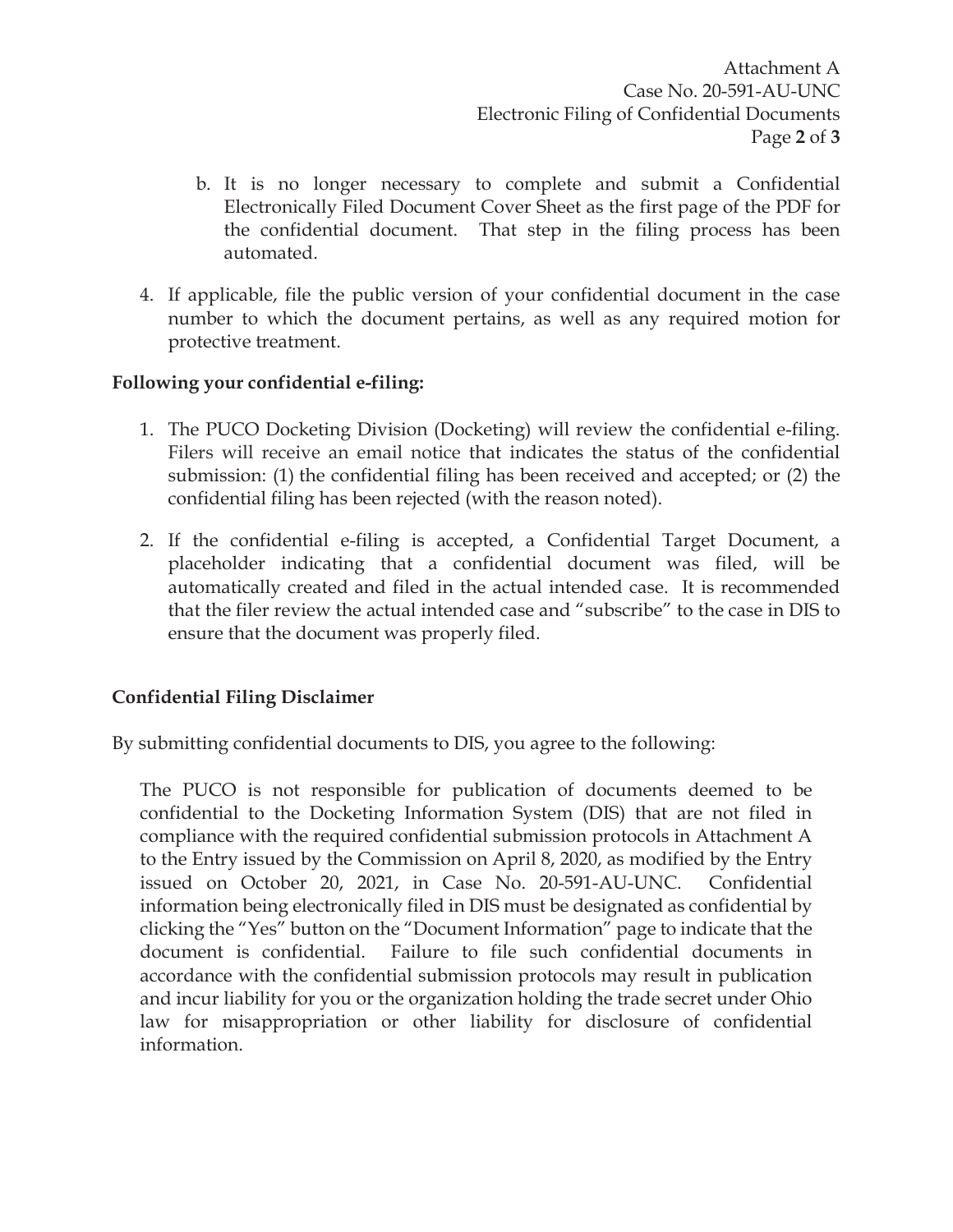b. It is no longer necessary to complete and submit a Confidential Electronically Filed Document Cover Sheet as the first page of the PDF for the confidential document. That step in the filing process has been automated.

4. If applicable, file the public version of your confidential document in the case number to which the document pertains, as well as any required motion for protective treatment.

**Following your confidential e-filing:**

1. The PUCO Docketing Division (Docketing) will review the confidential e-filing. Filers will receive an email notice that indicates the status of the confidential submission: (1) the confidential filing has been received and accepted; or (2) the confidential filing has been rejected (with the reason noted).

2. If the confidential e-filing is accepted, a Confidential Target Document, a placeholder indicating that a confidential document was filed, will be automatically created and filed in the actual intended case. It is recommended that the filer review the actual intended case and "subscribe" to the case in DIS to ensure that the document was properly filed.

**Confidential Filing Disclaimer**

By submitting confidential documents to DIS, you agree to the following:

> The PUCO is not responsible for publication of documents deemed to be confidential to the Docketing Information System (DIS) that are not filed in compliance with the required confidential submission protocols in Attachment A to the Entry issued by the Commission on April 8, 2020, as modified by the Entry issued on October 20, 2021, in Case No. 20-591-AU-UNC. Confidential information being electronically filed in DIS must be designated as confidential by clicking the "Yes" button on the "Document Information" page to indicate that the document is confidential. Failure to file such confidential documents in accordance with the confidential submission protocols may result in publication and incur liability for you or the organization holding the trade secret under Ohio law for misappropriation or other liability for disclosure of confidential information.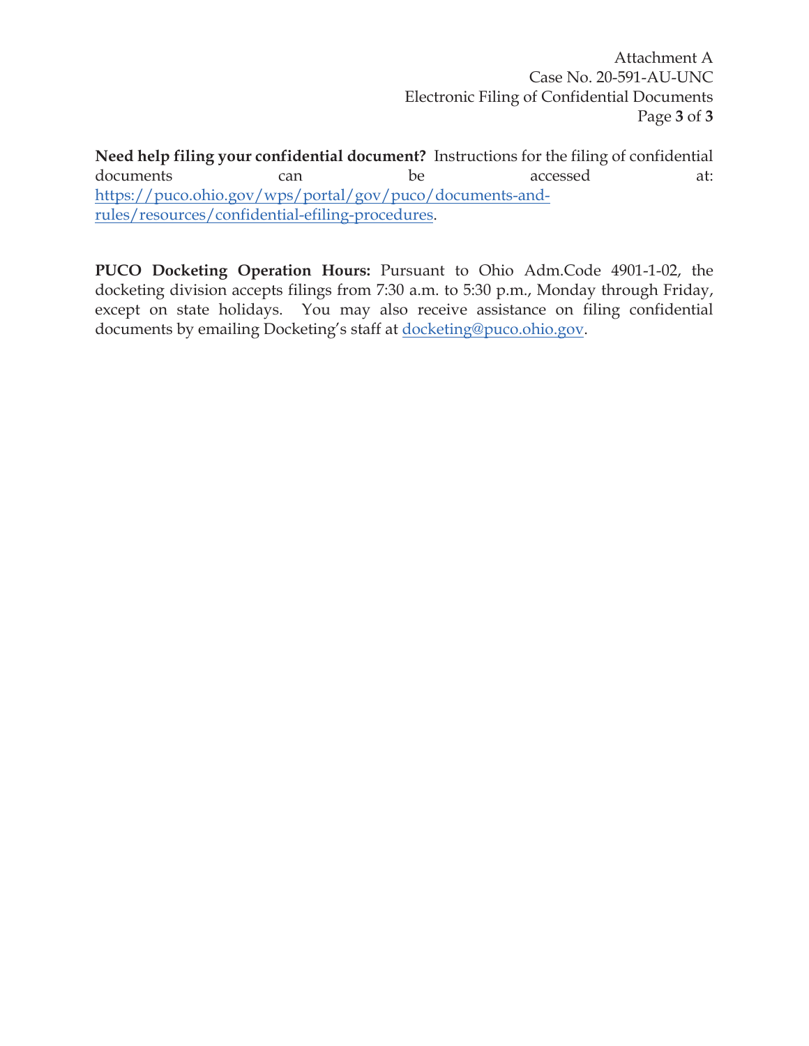**Need help filing your confidential document?** Instructions for the filing of confidential documents can be accessed at: https://puco.ohio.gov/wps/portal/gov/puco/documents-and-rules/resources/confidential-efiling-procedures.

**PUCO Docketing Operation Hours:** Pursuant to Ohio Adm.Code 4901-1-02, the docketing division accepts filings from 7:30 a.m. to 5:30 p.m., Monday through Friday, except on state holidays. You may also receive assistance on filing confidential documents by emailing Docketing's staff at docketing@puco.ohio.gov.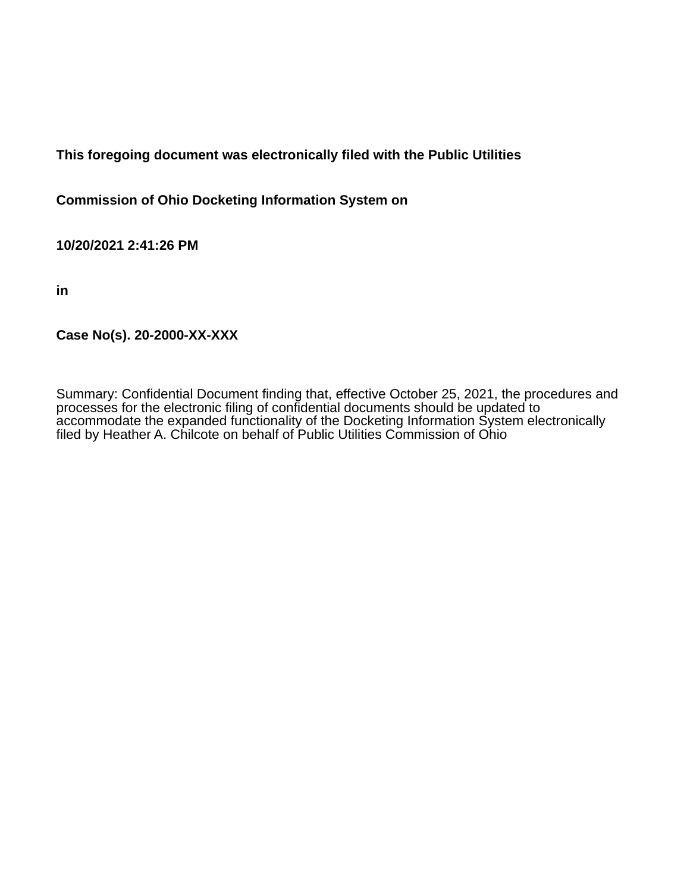**This foregoing document was electronically filed with the Public Utilities**

**Commission of Ohio Docketing Information System on**

**10/20/2021 2:41:26 PM**

**in**

**Case No(s). 20-2000-XX-XXX**

Summary: Confidential Document finding that, effective October 25, 2021, the procedures and processes for the electronic filing of confidential documents should be updated to accommodate the expanded functionality of the Docketing Information System electronically filed by Heather A. Chilcote on behalf of Public Utilities Commission of Ohio